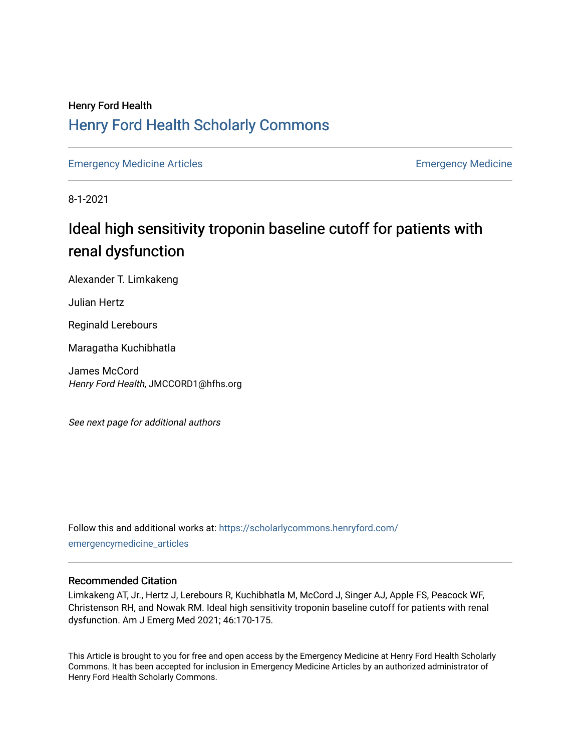Henry Ford Health

# Henry Ford Health Scholarly Commons

Emergency Medicine Articles | Emergency Medicine

8-1-2021

# Ideal high sensitivity troponin baseline cutoff for patients with renal dysfunction

Alexander T. Limkakeng

Julian Hertz

Reginald Lerebours

Maragatha Kuchibhatla

James McCord
*Henry Ford Health*, JMCCORD1@hfhs.org

*See next page for additional authors*

Follow this and additional works at: https://scholarlycommons.henryford.com/emergencymedicine_articles

## Recommended Citation

Limkakeng AT, Jr., Hertz J, Lerebours R, Kuchibhatla M, McCord J, Singer AJ, Apple FS, Peacock WF, Christenson RH, and Nowak RM. Ideal high sensitivity troponin baseline cutoff for patients with renal dysfunction. Am J Emerg Med 2021; 46:170-175.

This Article is brought to you for free and open access by the Emergency Medicine at Henry Ford Health Scholarly Commons. It has been accepted for inclusion in Emergency Medicine Articles by an authorized administrator of Henry Ford Health Scholarly Commons.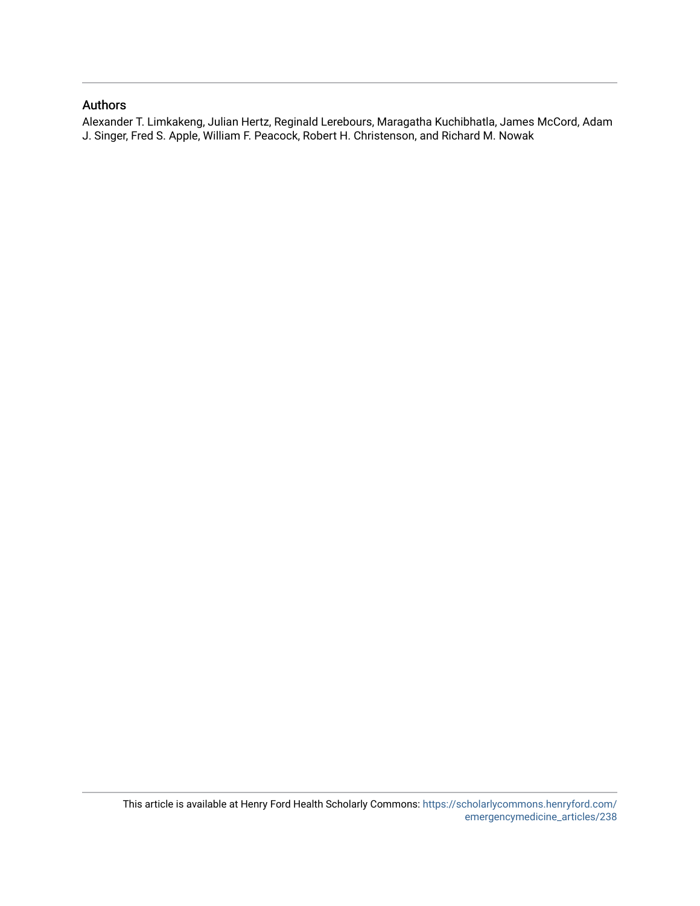## Authors

Alexander T. Limkakeng, Julian Hertz, Reginald Lerebours, Maragatha Kuchibhatla, James McCord, Adam J. Singer, Fred S. Apple, William F. Peacock, Robert H. Christenson, and Richard M. Nowak

This article is available at Henry Ford Health Scholarly Commons: https://scholarlycommons.henryford.com/emergencymedicine_articles/238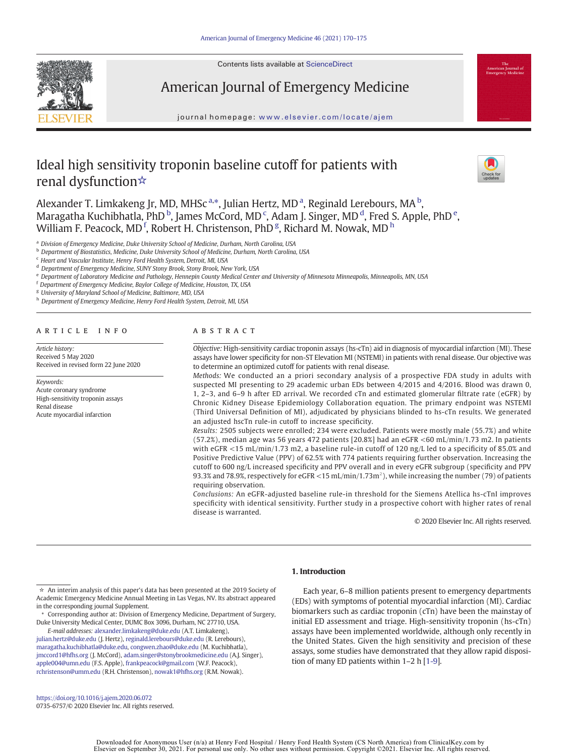# Ideal high sensitivity troponin baseline cutoff for patients with renal dysfunction☆

Alexander T. Limkakeng Jr, MD, MHSc [a,*], Julian Hertz, MD [a], Reginald Lerebours, MA [b], Maragatha Kuchibhatla, PhD [b], James McCord, MD [c], Adam J. Singer, MD [d], Fred S. Apple, PhD [e], William F. Peacock, MD [f], Robert H. Christenson, PhD [g], Richard M. Nowak, MD [h]

[a] Division of Emergency Medicine, Duke University School of Medicine, Durham, North Carolina, USA
[b] Department of Biostatistics, Medicine, Duke University School of Medicine, Durham, North Carolina, USA
[c] Heart and Vascular Institute, Henry Ford Health System, Detroit, MI, USA
[d] Department of Emergency Medicine, SUNY Stony Brook, Stony Brook, New York, USA
[e] Department of Laboratory Medicine and Pathology, Hennepin County Medical Center and University of Minnesota Minneapolis, Minneapolis, MN, USA
[f] Department of Emergency Medicine, Baylor College of Medicine, Houston, TX, USA
[g] University of Maryland School of Medicine, Baltimore, MD, USA
[h] Department of Emergency Medicine, Henry Ford Health System, Detroit, MI, USA

## ARTICLE INFO

*Article history:*
Received 5 May 2020
Received in revised form 22 June 2020

*Keywords:*
Acute coronary syndrome
High-sensitivity troponin assays
Renal disease
Acute myocardial infarction

## ABSTRACT

*Objective:* High-sensitivity cardiac troponin assays (hs-cTn) aid in diagnosis of myocardial infarction (MI). These assays have lower specificity for non-ST Elevation MI (NSTEMI) in patients with renal disease. Our objective was to determine an optimized cutoff for patients with renal disease.

*Methods:* We conducted an a priori secondary analysis of a prospective FDA study in adults with suspected MI presenting to 29 academic urban EDs between 4/2015 and 4/2016. Blood was drawn 0, 1, 2–3, and 6–9 h after ED arrival. We recorded cTn and estimated glomerular filtrate rate (eGFR) by Chronic Kidney Disease Epidemiology Collaboration equation. The primary endpoint was NSTEMI (Third Universal Definition of MI), adjudicated by physicians blinded to hs-cTn results. We generated an adjusted hscTn rule-in cutoff to increase specificity.

*Results:* 2505 subjects were enrolled; 234 were excluded. Patients were mostly male (55.7%) and white (57.2%), median age was 56 years 472 patients [20.8%] had an eGFR <60 mL/min/1.73 m2. In patients with eGFR <15 mL/min/1.73 m2, a baseline rule-in cutoff of 120 ng/L led to a specificity of 85.0% and Positive Predictive Value (PPV) of 62.5% with 774 patients requiring further observation. Increasing the cutoff to 600 ng/L increased specificity and PPV overall and in every eGFR subgroup (specificity and PPV 93.3% and 78.9%, respectively for eGFR <15 mL/min/1.73m$^2$), while increasing the number (79) of patients requiring observation.

*Conclusions:* An eGFR-adjusted baseline rule-in threshold for the Siemens Atellica hs-cTnI improves specificity with identical sensitivity. Further study in a prospective cohort with higher rates of renal disease is warranted.

© 2020 Elsevier Inc. All rights reserved.

## 1. Introduction

Each year, 6–8 million patients present to emergency departments (EDs) with symptoms of potential myocardial infarction (MI). Cardiac biomarkers such as cardiac troponin (cTn) have been the mainstay of initial ED assessment and triage. High-sensitivity troponin (hs-cTn) assays have been implemented worldwide, although only recently in the United States. Given the high sensitivity and precision of these assays, some studies have demonstrated that they allow rapid disposition of many ED patients within 1–2 h [1-9].

☆ An interim analysis of this paper's data has been presented at the 2019 Society of Academic Emergency Medicine Annual Meeting in Las Vegas, NV. Its abstract appeared in the corresponding journal Supplement.

\* Corresponding author at: Division of Emergency Medicine, Department of Surgery, Duke University Medical Center, DUMC Box 3096, Durham, NC 27710, USA.

*E-mail addresses:* alexander.limkakeng@duke.edu (A.T. Limkakeng), julian.hertz@duke.edu (J. Hertz), reginald.lerebours@duke.edu (R. Lerebours), maragatha.kuchibhatla@duke.edu, congwen.zhao@duke.edu (M. Kuchibhatla), jmccord1@hfhs.org (J. McCord), adam.singer@stonybrookmedicine.edu (A.J. Singer), apple004@umn.edu (F.S. Apple), frankpeacock@gmail.com (W.F. Peacock), rchristenson@umm.edu (R.H. Christenson), nowak1@hfhs.org (R.M. Nowak).

https://doi.org/10.1016/j.ajem.2020.06.072
0735-6757/© 2020 Elsevier Inc. All rights reserved.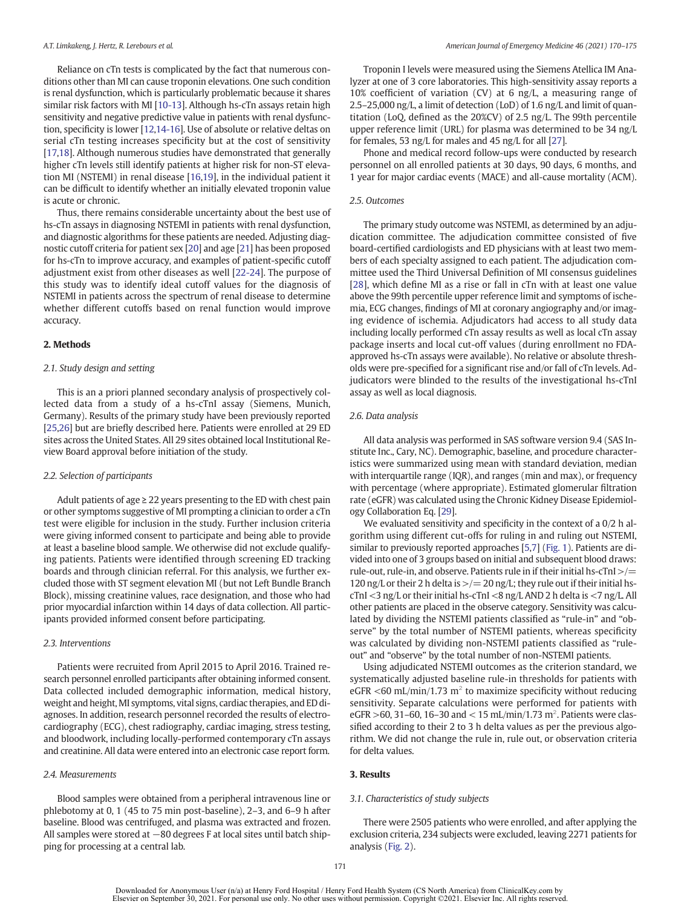Reliance on cTn tests is complicated by the fact that numerous conditions other than MI can cause troponin elevations. One such condition is renal dysfunction, which is particularly problematic because it shares similar risk factors with MI [10-13]. Although hs-cTn assays retain high sensitivity and negative predictive value in patients with renal dysfunction, specificity is lower [12,14-16]. Use of absolute or relative deltas on serial cTn testing increases specificity but at the cost of sensitivity [17,18]. Although numerous studies have demonstrated that generally higher cTn levels still identify patients at higher risk for non-ST elevation MI (NSTEMI) in renal disease [16,19], in the individual patient it can be difficult to identify whether an initially elevated troponin value is acute or chronic.

Thus, there remains considerable uncertainty about the best use of hs-cTn assays in diagnosing NSTEMI in patients with renal dysfunction, and diagnostic algorithms for these patients are needed. Adjusting diagnostic cutoff criteria for patient sex [20] and age [21] has been proposed for hs-cTn to improve accuracy, and examples of patient-specific cutoff adjustment exist from other diseases as well [22-24]. The purpose of this study was to identify ideal cutoff values for the diagnosis of NSTEMI in patients across the spectrum of renal disease to determine whether different cutoffs based on renal function would improve accuracy.

## 2. Methods

### 2.1. Study design and setting

This is an a priori planned secondary analysis of prospectively collected data from a study of a hs-cTnI assay (Siemens, Munich, Germany). Results of the primary study have been previously reported [25,26] but are briefly described here. Patients were enrolled at 29 ED sites across the United States. All 29 sites obtained local Institutional Review Board approval before initiation of the study.

### 2.2. Selection of participants

Adult patients of age ≥ 22 years presenting to the ED with chest pain or other symptoms suggestive of MI prompting a clinician to order a cTn test were eligible for inclusion in the study. Further inclusion criteria were giving informed consent to participate and being able to provide at least a baseline blood sample. We otherwise did not exclude qualifying patients. Patients were identified through screening ED tracking boards and through clinician referral. For this analysis, we further excluded those with ST segment elevation MI (but not Left Bundle Branch Block), missing creatinine values, race designation, and those who had prior myocardial infarction within 14 days of data collection. All participants provided informed consent before participating.

### 2.3. Interventions

Patients were recruited from April 2015 to April 2016. Trained research personnel enrolled participants after obtaining informed consent. Data collected included demographic information, medical history, weight and height, MI symptoms, vital signs, cardiac therapies, and ED diagnoses. In addition, research personnel recorded the results of electrocardiography (ECG), chest radiography, cardiac imaging, stress testing, and bloodwork, including locally-performed contemporary cTn assays and creatinine. All data were entered into an electronic case report form.

### 2.4. Measurements

Blood samples were obtained from a peripheral intravenous line or phlebotomy at 0, 1 (45 to 75 min post-baseline), 2–3, and 6–9 h after baseline. Blood was centrifuged, and plasma was extracted and frozen. All samples were stored at −80 degrees F at local sites until batch shipping for processing at a central lab.

Troponin I levels were measured using the Siemens Atellica IM Analyzer at one of 3 core laboratories. This high-sensitivity assay reports a 10% coefficient of variation (CV) at 6 ng/L, a measuring range of 2.5–25,000 ng/L, a limit of detection (LoD) of 1.6 ng/L and limit of quantitation (LoQ, defined as the 20%CV) of 2.5 ng/L. The 99th percentile upper reference limit (URL) for plasma was determined to be 34 ng/L for females, 53 ng/L for males and 45 ng/L for all [27].

Phone and medical record follow-ups were conducted by research personnel on all enrolled patients at 30 days, 90 days, 6 months, and 1 year for major cardiac events (MACE) and all-cause mortality (ACM).

### 2.5. Outcomes

The primary study outcome was NSTEMI, as determined by an adjudication committee. The adjudication committee consisted of five board-certified cardiologists and ED physicians with at least two members of each specialty assigned to each patient. The adjudication committee used the Third Universal Definition of MI consensus guidelines [28], which define MI as a rise or fall in cTn with at least one value above the 99th percentile upper reference limit and symptoms of ischemia, ECG changes, findings of MI at coronary angiography and/or imaging evidence of ischemia. Adjudicators had access to all study data including locally performed cTn assay results as well as local cTn assay package inserts and local cut-off values (during enrollment no FDA-approved hs-cTn assays were available). No relative or absolute thresholds were pre-specified for a significant rise and/or fall of cTn levels. Adjudicators were blinded to the results of the investigational hs-cTnI assay as well as local diagnosis.

### 2.6. Data analysis

All data analysis was performed in SAS software version 9.4 (SAS Institute Inc., Cary, NC). Demographic, baseline, and procedure characteristics were summarized using mean with standard deviation, median with interquartile range (IQR), and ranges (min and max), or frequency with percentage (where appropriate). Estimated glomerular filtration rate (eGFR) was calculated using the Chronic Kidney Disease Epidemiology Collaboration Eq. [29].

We evaluated sensitivity and specificity in the context of a 0/2 h algorithm using different cut-offs for ruling in and ruling out NSTEMI, similar to previously reported approaches [5,7] (Fig. 1). Patients are divided into one of 3 groups based on initial and subsequent blood draws: rule-out, rule-in, and observe. Patients rule in if their initial hs-cTnI >/= 120 ng/L or their 2 h delta is >/= 20 ng/L; they rule out if their initial hs-cTnI <3 ng/L or their initial hs-cTnI <8 ng/L AND 2 h delta is <7 ng/L. All other patients are placed in the observe category. Sensitivity was calculated by dividing the NSTEMI patients classified as "rule-in" and "observe" by the total number of NSTEMI patients, whereas specificity was calculated by dividing non-NSTEMI patients classified as "rule-out" and "observe" by the total number of non-NSTEMI patients.

Using adjudicated NSTEMI outcomes as the criterion standard, we systematically adjusted baseline rule-in thresholds for patients with eGFR <60 mL/min/1.73 $m^2$ to maximize specificity without reducing sensitivity. Separate calculations were performed for patients with eGFR >60, 31–60, 16–30 and < 15 mL/min/1.73 $m^2$. Patients were classified according to their 2 to 3 h delta values as per the previous algorithm. We did not change the rule in, rule out, or observation criteria for delta values.

## 3. Results

### 3.1. Characteristics of study subjects

There were 2505 patients who were enrolled, and after applying the exclusion criteria, 234 subjects were excluded, leaving 2271 patients for analysis (Fig. 2).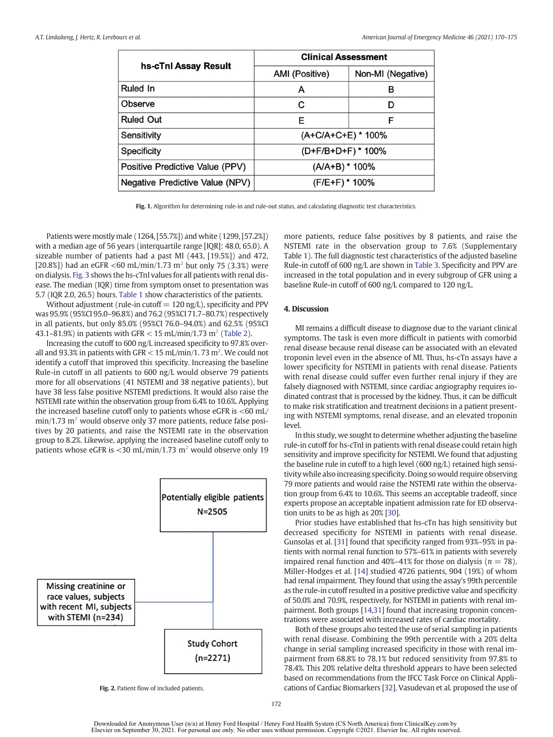| hs-cTnI Assay Result | Clinical Assessment | |
|---|---|---|
| | AMI (Positive) | Non-MI (Negative) |
| Ruled In | A | B |
| Observe | C | D |
| Ruled Out | E | F |
| Sensitivity | (A+C/A+C+E) * 100% | |
| Specificity | (D+F/B+D+F) * 100% | |
| Positive Predictive Value (PPV) | (A/A+B) * 100% | |
| Negative Predictive Value (NPV) | (F/E+F) * 100% | |

**Fig. 1.** Algorithm for determining rule-in and rule-out status, and calculating diagnostic test characteristics.

Patients were mostly male (1264, [55.7%]) and white (1299, [57.2%]) with a median age of 56 years (interquartile range [IQR]: 48.0, 65.0). A sizeable number of patients had a past MI (443, [19.5%]) and 472, [20.8%]) had an eGFR <60 mL/min/1.73 $m^2$ but only 75 (3.3%) were on dialysis. Fig. 3 shows the hs-cTnI values for all patients with renal disease. The median (IQR) time from symptom onset to presentation was 5.7 (IQR 2.0, 26.5) hours. Table 1 show characteristics of the patients.

Without adjustment (rule-in cutoff = 120 ng/L), specificity and PPV was 95.9% (95%CI 95.0–96.8%) and 76.2 (95%CI 71.7–80.7%) respectively in all patients, but only 85.0% (95%CI 76.0–94.0%) and 62.5% (95%CI 43.1–81.9%) in patients with GFR < 15 mL/min/1.73 $m^2$ (Table 2).

Increasing the cutoff to 600 ng/L increased specificity to 97.8% overall and 93.3% in patients with GFR < 15 mL/min/1. 73 $m^2$. We could not identify a cutoff that improved this specificity. Increasing the baseline Rule-in cutoff in all patients to 600 ng/L would observe 79 patients more for all observations (41 NSTEMI and 38 negative patients), but have 38 less false positive NSTEMI predictions. It would also raise the NSTEMI rate within the observation group from 6.4% to 10.6%. Applying the increased baseline cutoff only to patients whose eGFR is <60 mL/min/1.73 $m^2$ would observe only 37 more patients, reduce false positives by 20 patients, and raise the NSTEMI rate in the observation group to 8.2%. Likewise, applying the increased baseline cutoff only to patients whose eGFR is <30 mL/min/1.73 $m^2$ would observe only 19 more patients, reduce false positives by 8 patients, and raise the NSTEMI rate in the observation group to 7.6% (Supplementary Table 1). The full diagnostic test characteristics of the adjusted baseline Rule-in cutoff of 600 ng/L are shown in Table 3. Specificity and PPV are increased in the total population and in every subgroup of GFR using a baseline Rule-in cutoff of 600 ng/L compared to 120 ng/L.

Potentially eligible patients N=2505 → Missing creatinine or race values, subjects with recent MI, subjects with STEMI (n=234) → Study Cohort (n=2271)

**Fig. 2.** Patient flow of included patients.

## 4. Discussion

MI remains a difficult disease to diagnose due to the variant clinical symptoms. The task is even more difficult in patients with comorbid renal disease because renal disease can be associated with an elevated troponin level even in the absence of MI. Thus, hs-cTn assays have a lower specificity for NSTEMI in patients with renal disease. Patients with renal disease could suffer even further renal injury if they are falsely diagnosed with NSTEMI, since cardiac angiography requires iodinated contrast that is processed by the kidney. Thus, it can be difficult to make risk stratification and treatment decisions in a patient presenting with NSTEMI symptoms, renal disease, and an elevated troponin level.

In this study, we sought to determine whether adjusting the baseline rule-in cutoff for hs-cTnI in patients with renal disease could retain high sensitivity and improve specificity for NSTEMI. We found that adjusting the baseline rule in cutoff to a high level (600 ng/L) retained high sensitivity while also increasing specificity. Doing so would require observing 79 more patients and would raise the NSTEMI rate within the observation group from 6.4% to 10.6%. This seems an acceptable tradeoff, since experts propose an acceptable inpatient admission rate for ED observation units to be as high as 20% [30].

Prior studies have established that hs-cTn has high sensitivity but decreased specificity for NSTEMI in patients with renal disease. Gunsolas et al. [31] found that specificity ranged from 93%–95% in patients with normal renal function to 57%–61% in patients with severely impaired renal function and 40%–41% for those on dialysis ($n = 78$). Miller-Hodges et al. [14] studied 4726 patients, 904 (19%) of whom had renal impairment. They found that using the assay's 99th percentile as the rule-in cutoff resulted in a positive predictive value and specificity of 50.0% and 70.9%, respectively, for NSTEMI in patients with renal impairment. Both groups [14,31] found that increasing troponin concentrations were associated with increased rates of cardiac mortality.

Both of these groups also tested the use of serial sampling in patients with renal disease. Combining the 99th percentile with a 20% delta change in serial sampling increased specificity in those with renal impairment from 68.8% to 78.1% but reduced sensitivity from 97.8% to 78.4%. This 20% relative delta threshold appears to have been selected based on recommendations from the IFCC Task Force on Clinical Applications of Cardiac Biomarkers [32]. Vasudevan et al. proposed the use of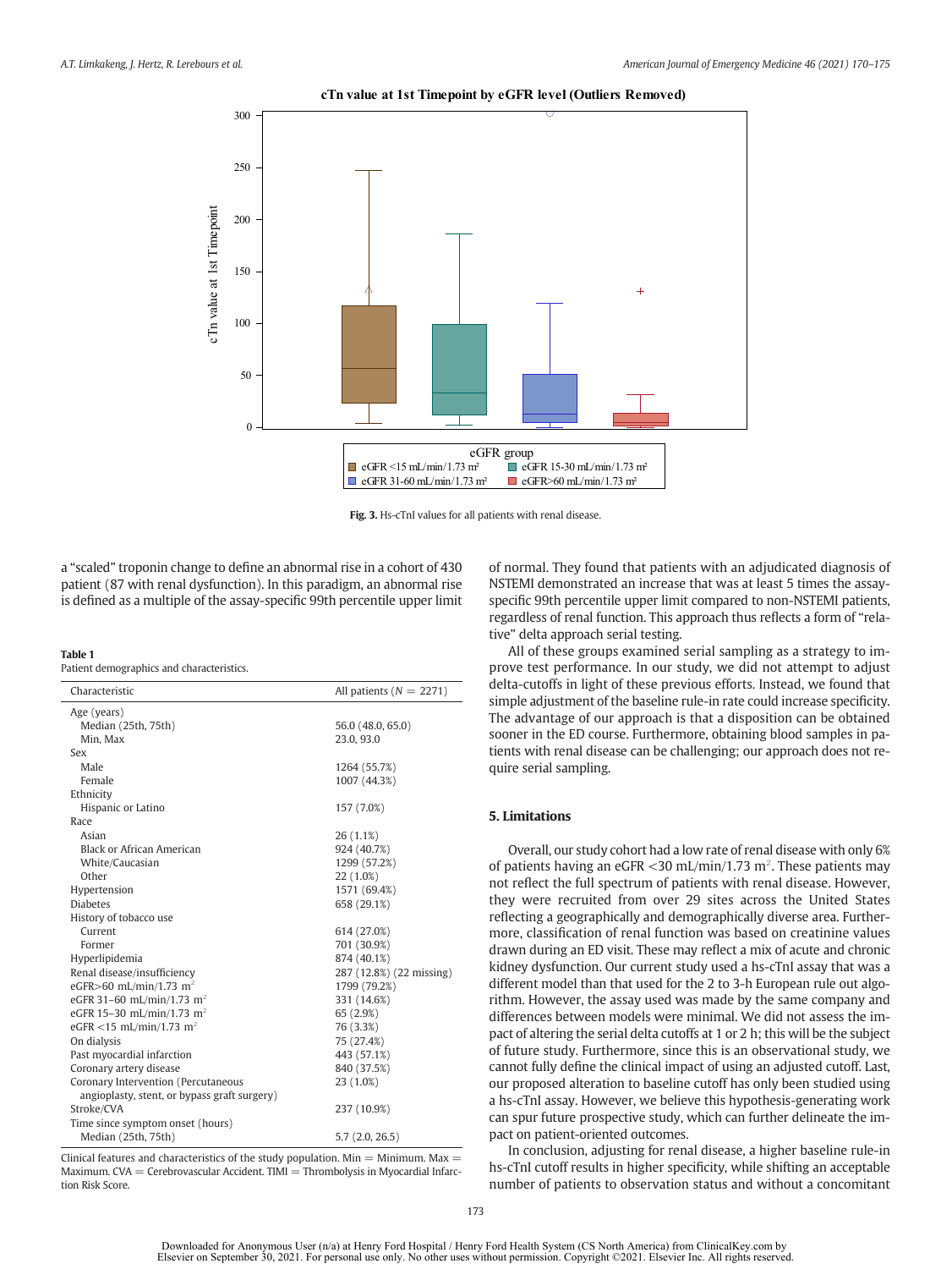**Fig. 3.** Hs-cTnI values for all patients with renal disease.

a "scaled" troponin change to define an abnormal rise in a cohort of 430 patient (87 with renal dysfunction). In this paradigm, an abnormal rise is defined as a multiple of the assay-specific 99th percentile upper limit of normal. They found that patients with an adjudicated diagnosis of NSTEMI demonstrated an increase that was at least 5 times the assay-specific 99th percentile upper limit compared to non-NSTEMI patients, regardless of renal function. This approach thus reflects a form of "relative" delta approach serial testing.

All of these groups examined serial sampling as a strategy to improve test performance. In our study, we did not attempt to adjust delta-cutoffs in light of these previous efforts. Instead, we found that simple adjustment of the baseline rule-in rate could increase specificity. The advantage of our approach is that a disposition can be obtained sooner in the ED course. Furthermore, obtaining blood samples in patients with renal disease can be challenging; our approach does not require serial sampling.

**Table 1**
Patient demographics and characteristics.

| Characteristic | All patients ($N = 2271$) |
|---|---|
| Age (years) | |
| Median (25th, 75th) | 56.0 (48.0, 65.0) |
| Min, Max | 23.0, 93.0 |
| Sex | |
| Male | 1264 (55.7%) |
| Female | 1007 (44.3%) |
| Ethnicity | |
| Hispanic or Latino | 157 (7.0%) |
| Race | |
| Asian | 26 (1.1%) |
| Black or African American | 924 (40.7%) |
| White/Caucasian | 1299 (57.2%) |
| Other | 22 (1.0%) |
| Hypertension | 1571 (69.4%) |
| Diabetes | 658 (29.1%) |
| History of tobacco use | |
| Current | 614 (27.0%) |
| Former | 701 (30.9%) |
| Hyperlipidemia | 874 (40.1%) |
| Renal disease/insufficiency | 287 (12.8%) (22 missing) |
| eGFR>60 mL/min/1.73 $m^2$ | 1799 (79.2%) |
| eGFR 31–60 mL/min/1.73 $m^2$ | 331 (14.6%) |
| eGFR 15–30 mL/min/1.73 $m^2$ | 65 (2.9%) |
| eGFR <15 mL/min/1.73 $m^2$ | 76 (3.3%) |
| On dialysis | 75 (27.4%) |
| Past myocardial infarction | 443 (57.1%) |
| Coronary artery disease | 840 (37.5%) |
| Coronary Intervention (Percutaneous angioplasty, stent, or bypass graft surgery) | 23 (1.0%) |
| Stroke/CVA | 237 (10.9%) |
| Time since symptom onset (hours) | |
| Median (25th, 75th) | 5.7 (2.0, 26.5) |

Clinical features and characteristics of the study population. Min = Minimum. Max = Maximum. CVA = Cerebrovascular Accident. TIMI = Thrombolysis in Myocardial Infarction Risk Score.

## 5. Limitations

Overall, our study cohort had a low rate of renal disease with only 6% of patients having an eGFR <30 mL/min/1.73 $m^2$. These patients may not reflect the full spectrum of patients with renal disease. However, they were recruited from over 29 sites across the United States reflecting a geographically and demographically diverse area. Furthermore, classification of renal function was based on creatinine values drawn during an ED visit. These may reflect a mix of acute and chronic kidney dysfunction. Our current study used a hs-cTnI assay that was a different model than that used for the 2 to 3-h European rule out algorithm. However, the assay used was made by the same company and differences between models were minimal. We did not assess the impact of altering the serial delta cutoffs at 1 or 2 h; this will be the subject of future study. Furthermore, since this is an observational study, we cannot fully define the clinical impact of using an adjusted cutoff. Last, our proposed alteration to baseline cutoff has only been studied using a hs-cTnI assay. However, we believe this hypothesis-generating work can spur future prospective study, which can further delineate the impact on patient-oriented outcomes.

In conclusion, adjusting for renal disease, a higher baseline rule-in hs-cTnI cutoff results in higher specificity, while shifting an acceptable number of patients to observation status and without a concomitant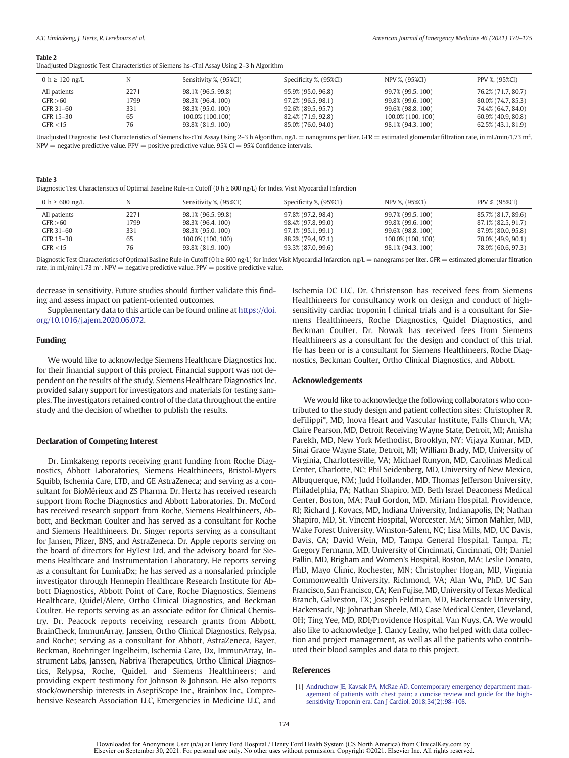**Table 2**

Unadjusted Diagnostic Test Characteristics of Siemens hs-cTnI Assay Using 2–3 h Algorithm

| 0 h ≥ 120 ng/L | N | Sensitivity %, (95%CI) | Specificity %, (95%CI) | NPV %, (95%CI) | PPV %, (95%CI) |
|---|---|---|---|---|---|
| All patients | 2271 | 98.1% (96.5, 99.8) | 95.9% (95.0, 96.8) | 99.7% (99.5, 100) | 76.2% (71.7, 80.7) |
| GFR >60 | 1799 | 98.3% (96.4, 100) | 97.2% (96.5, 98.1) | 99.8% (99.6, 100) | 80.0% (74.7, 85.3) |
| GFR 31–60 | 331 | 98.3% (95.0, 100) | 92.6% (89.5, 95.7) | 99.6% (98.8, 100) | 74.4% (64.7, 84.0) |
| GFR 15–30 | 65 | 100.0% (100,100) | 82.4% (71.9, 92.8) | 100.0% (100, 100) | 60.9% (40.9, 80.8) |
| GFR <15 | 76 | 93.8% (81.9, 100) | 85.0% (76.0, 94.0) | 98.1% (94.3, 100) | 62.5% (43.1, 81.9) |

Unadjusted Diagnostic Test Characteristics of Siemens hs-cTnI Assay Using 2–3 h Algorithm. ng/L = nanograms per liter. GFR = estimated glomerular filtration rate, in mL/min/1.73 m$^2$. NPV = negative predictive value. PPV = positive predictive value. 95% CI = 95% Confidence intervals.

**Table 3**

Diagnostic Test Characteristics of Optimal Baseline Rule-in Cutoff (0 h ≥ 600 ng/L) for Index Visit Myocardial Infarction

| 0 h ≥ 600 ng/L | N | Sensitivity %, (95%CI) | Specificity %, (95%CI) | NPV %, (95%CI) | PPV %, (95%CI) |
|---|---|---|---|---|---|
| All patients | 2271 | 98.1% (96.5, 99.8) | 97.8% (97.2, 98.4) | 99.7% (99.5, 100) | 85.7% (81.7, 89.6) |
| GFR >60 | 1799 | 98.3% (96.4, 100) | 98.4% (97.8, 99.0) | 99.8% (99.6, 100) | 87.1% (82.5, 91.7) |
| GFR 31–60 | 331 | 98.3% (95.0, 100) | 97.1% (95.1, 99.1) | 99.6% (98.8, 100) | 87.9% (80.0, 95.8) |
| GFR 15–30 | 65 | 100.0% (100, 100) | 88.2% (79.4, 97.1) | 100.0% (100, 100) | 70.0% (49.9, 90.1) |
| GFR <15 | 76 | 93.8% (81.9, 100) | 93.3% (87.0, 99.6) | 98.1% (94.3, 100) | 78.9% (60.6, 97.3) |

Diagnostic Test Characteristics of Optimal Basline Rule-in Cutoff (0 h ≥ 600 ng/L) for Index Visit Myocardial Infarction. ng/L = nanograms per liter. GFR = estimated glomerular filtration rate, in mL/min/1.73 m$^2$. NPV = negative predictive value. PPV = positive predictive value.

decrease in sensitivity. Future studies should further validate this finding and assess impact on patient-oriented outcomes.

Supplementary data to this article can be found online at https://doi.org/10.1016/j.ajem.2020.06.072.

## Funding

We would like to acknowledge Siemens Healthcare Diagnostics Inc. for their financial support of this project. Financial support was not dependent on the results of the study. Siemens Healthcare Diagnostics Inc. provided salary support for investigators and materials for testing samples. The investigators retained control of the data throughout the entire study and the decision of whether to publish the results.

## Declaration of Competing Interest

Dr. Limkakeng reports receiving grant funding from Roche Diagnostics, Abbott Laboratories, Siemens Healthineers, Bristol-Myers Squibb, Ischemia Care, LTD, and GE AstraZeneca; and serving as a consultant for BioMérieux and ZS Pharma. Dr. Hertz has received research support from Roche Diagnostics and Abbott Laboratories. Dr. McCord has received research support from Roche, Siemens Healthineers, Abbott, and Beckman Coulter and has served as a consultant for Roche and Siemens Healthineers. Dr. Singer reports serving as a consultant for Jansen, Pfizer, BNS, and AstraZeneca. Dr. Apple reports serving on the board of directors for HyTest Ltd. and the advisory board for Siemens Healthcare and Instrumentation Laboratory. He reports serving as a consultant for LumiraDx; he has served as a nonsalaried principle investigator through Hennepin Healthcare Research Institute for Abbott Diagnostics, Abbott Point of Care, Roche Diagnostics, Siemens Healthcare, Quidel/Alere, Ortho Clinical Diagnostics, and Beckman Coulter. He reports serving as an associate editor for Clinical Chemistry. Dr. Peacock reports receiving research grants from Abbott, BrainCheck, ImmunArray, Janssen, Ortho Clinical Diagnostics, Relypsa, and Roche; serving as a consultant for Abbott, AstraZeneca, Bayer, Beckman, Boehringer Ingelheim, Ischemia Care, Dx, ImmunArray, Instrument Labs, Janssen, Nabriva Therapeutics, Ortho Clinical Diagnostics, Relypsa, Roche, Quidel, and Siemens Healthineers; and providing expert testimony for Johnson & Johnson. He also reports stock/ownership interests in AseptiScope Inc., Brainbox Inc., Comprehensive Research Association LLC, Emergencies in Medicine LLC, and Ischemia DC LLC. Dr. Christenson has received fees from Siemens Healthineers for consultancy work on design and conduct of high-sensitivity cardiac troponin I clinical trials and is a consultant for Siemens Healthineers, Roche Diagnostics, Quidel Diagnostics, and Beckman Coulter. Dr. Nowak has received fees from Siemens Healthineers as a consultant for the design and conduct of this trial. He has been or is a consultant for Siemens Healthineers, Roche Diagnostics, Beckman Coulter, Ortho Clinical Diagnostics, and Abbott.

## Acknowledgements

We would like to acknowledge the following collaborators who contributed to the study design and patient collection sites: Christopher R. deFilippi*, MD, Inova Heart and Vascular Institute, Falls Church, VA; Claire Pearson, MD, Detroit Receiving Wayne State, Detroit, MI; Amisha Parekh, MD, New York Methodist, Brooklyn, NY; Vijaya Kumar, MD, Sinai Grace Wayne State, Detroit, MI; William Brady, MD, University of Virginia, Charlottesville, VA; Michael Runyon, MD, Carolinas Medical Center, Charlotte, NC; Phil Seidenberg, MD, University of New Mexico, Albuquerque, NM; Judd Hollander, MD, Thomas Jefferson University, Philadelphia, PA; Nathan Shapiro, MD, Beth Israel Deaconess Medical Center, Boston, MA; Paul Gordon, MD, Miriam Hospital, Providence, RI; Richard J. Kovacs, MD, Indiana University, Indianapolis, IN; Nathan Shapiro, MD, St. Vincent Hospital, Worcester, MA; Simon Mahler, MD, Wake Forest University, Winston-Salem, NC; Lisa Mills, MD, UC Davis, Davis, CA; David Wein, MD, Tampa General Hospital, Tampa, FL; Gregory Fermann, MD, University of Cincinnati, Cincinnati, OH; Daniel Pallin, MD, Brigham and Women's Hospital, Boston, MA; Leslie Donato, PhD, Mayo Clinic, Rochester, MN; Christopher Hogan, MD, Virginia Commonwealth University, Richmond, VA; Alan Wu, PhD, UC San Francisco, San Francisco, CA; Ken Fujise, MD, University of Texas Medical Branch, Galveston, TX; Joseph Feldman, MD, Hackensack University, Hackensack, NJ; Johnathan Sheele, MD, Case Medical Center, Cleveland, OH; Ting Yee, MD, RDI/Providence Hospital, Van Nuys, CA. We would also like to acknowledge J. Clancy Leahy, who helped with data collection and project management, as well as all the patients who contributed their blood samples and data to this project.

## References

[1] Andruchow JE, Kavsak PA, McRae AD. Contemporary emergency department management of patients with chest pain: a concise review and guide for the high-sensitivity Troponin era. Can J Cardiol. 2018;34(2):98–108.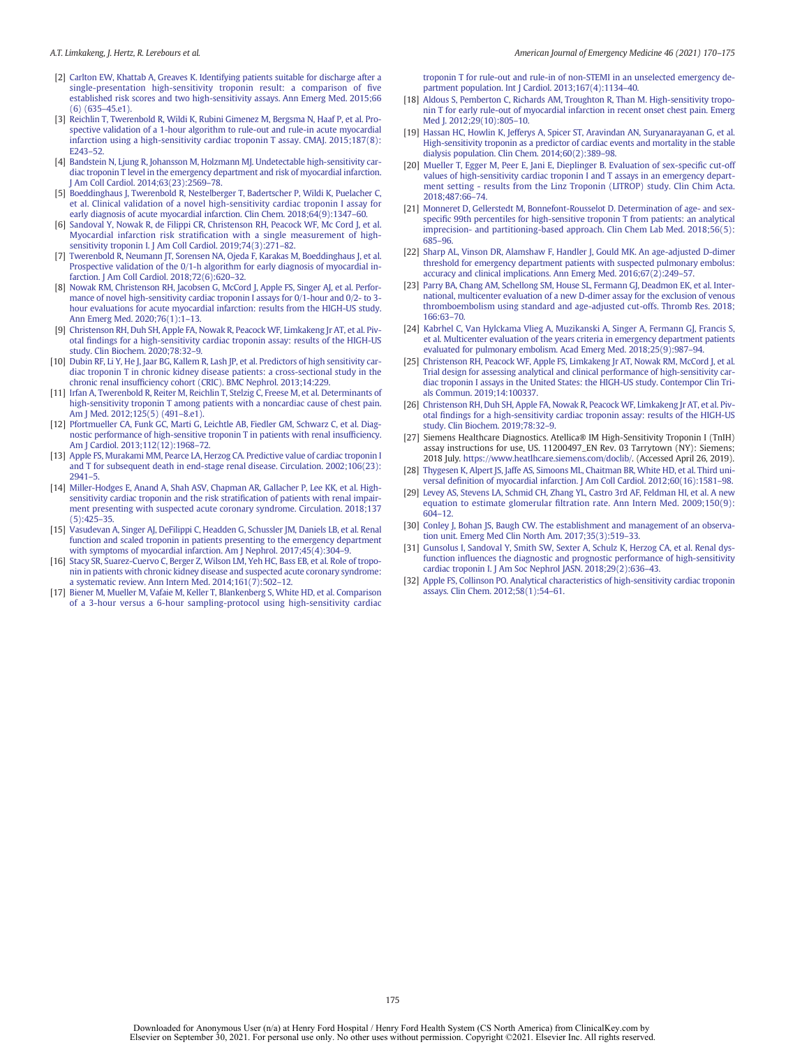[2] Carlton EW, Khattab A, Greaves K. Identifying patients suitable for discharge after a single-presentation high-sensitivity troponin result: a comparison of five established risk scores and two high-sensitivity assays. Ann Emerg Med. 2015;66 (6) (635–45.e1).

[3] Reichlin T, Twerenbold R, Wildi K, Rubini Gimenez M, Bergsma N, Haaf P, et al. Prospective validation of a 1-hour algorithm to rule-out and rule-in acute myocardial infarction using a high-sensitivity cardiac troponin T assay. CMAJ. 2015;187(8): E243–52.

[4] Bandstein N, Ljung R, Johansson M, Holzmann MJ. Undetectable high-sensitivity cardiac troponin T level in the emergency department and risk of myocardial infarction. J Am Coll Cardiol. 2014;63(23):2569–78.

[5] Boeddinghaus J, Twerenbold R, Nestelberger T, Badertscher P, Wildi K, Puelacher C, et al. Clinical validation of a novel high-sensitivity cardiac troponin I assay for early diagnosis of acute myocardial infarction. Clin Chem. 2018;64(9):1347–60.

[6] Sandoval Y, Nowak R, de Filippi CR, Christenson RH, Peacock WF, Mc Cord J, et al. Myocardial infarction risk stratification with a single measurement of high-sensitivity troponin I. J Am Coll Cardiol. 2019;74(3):271–82.

[7] Twerenbold R, Neumann JT, Sorensen NA, Ojeda F, Karakas M, Boeddinghaus J, et al. Prospective validation of the 0/1-h algorithm for early diagnosis of myocardial infarction. J Am Coll Cardiol. 2018;72(6):620–32.

[8] Nowak RM, Christenson RH, Jacobsen G, McCord J, Apple FS, Singer AJ, et al. Performance of novel high-sensitivity cardiac troponin I assays for 0/1-hour and 0/2- to 3-hour evaluations for acute myocardial infarction: results from the HIGH-US study. Ann Emerg Med. 2020;76(1):1–13.

[9] Christenson RH, Duh SH, Apple FA, Nowak R, Peacock WF, Limkakeng Jr AT, et al. Pivotal findings for a high-sensitivity cardiac troponin assay: results of the HIGH-US study. Clin Biochem. 2020;78:32–9.

[10] Dubin RF, Li Y, He J, Jaar BG, Kallem R, Lash JP, et al. Predictors of high sensitivity cardiac troponin T in chronic kidney disease patients: a cross-sectional study in the chronic renal insufficiency cohort (CRIC). BMC Nephrol. 2013;14:229.

[11] Irfan A, Twerenbold R, Reiter M, Reichlin T, Stelzig C, Freese M, et al. Determinants of high-sensitivity troponin T among patients with a noncardiac cause of chest pain. Am J Med. 2012;125(5) (491–8.e1).

[12] Pfortmueller CA, Funk GC, Marti G, Leichtle AB, Fiedler GM, Schwarz C, et al. Diagnostic performance of high-sensitive troponin T in patients with renal insufficiency. Am J Cardiol. 2013;112(12):1968–72.

[13] Apple FS, Murakami MM, Pearce LA, Herzog CA. Predictive value of cardiac troponin I and T for subsequent death in end-stage renal disease. Circulation. 2002;106(23): 2941–5.

[14] Miller-Hodges E, Anand A, Shah ASV, Chapman AR, Gallacher P, Lee KK, et al. High-sensitivity cardiac troponin and the risk stratification of patients with renal impairment presenting with suspected acute coronary syndrome. Circulation. 2018;137 (5):425–35.

[15] Vasudevan A, Singer AJ, DeFilippi C, Headden G, Schussler JM, Daniels LB, et al. Renal function and scaled troponin in patients presenting to the emergency department with symptoms of myocardial infarction. Am J Nephrol. 2017;45(4):304–9.

[16] Stacy SR, Suarez-Cuervo C, Berger Z, Wilson LM, Yeh HC, Bass EB, et al. Role of troponin in patients with chronic kidney disease and suspected acute coronary syndrome: a systematic review. Ann Intern Med. 2014;161(7):502–12.

[17] Biener M, Mueller M, Vafaie M, Keller T, Blankenberg S, White HD, et al. Comparison of a 3-hour versus a 6-hour sampling-protocol using high-sensitivity cardiac troponin T for rule-out and rule-in of non-STEMI in an unselected emergency department population. Int J Cardiol. 2013;167(4):1134–40.

[18] Aldous S, Pemberton C, Richards AM, Troughton R, Than M. High-sensitivity troponin T for early rule-out of myocardial infarction in recent onset chest pain. Emerg Med J. 2012;29(10):805–10.

[19] Hassan HC, Howlin K, Jefferys A, Spicer ST, Aravindan AN, Suryanarayanan G, et al. High-sensitivity troponin as a predictor of cardiac events and mortality in the stable dialysis population. Clin Chem. 2014;60(2):389–98.

[20] Mueller T, Egger M, Peer E, Jani E, Dieplinger B. Evaluation of sex-specific cut-off values of high-sensitivity cardiac troponin I and T assays in an emergency department setting - results from the Linz Troponin (LITROP) study. Clin Chim Acta. 2018;487:66–74.

[21] Monneret D, Gellerstedt M, Bonnefont-Rousselot D. Determination of age- and sex-specific 99th percentiles for high-sensitive troponin T from patients: an analytical imprecision- and partitioning-based approach. Clin Chem Lab Med. 2018;56(5): 685–96.

[22] Sharp AL, Vinson DR, Alamshaw F, Handler J, Gould MK. An age-adjusted D-dimer threshold for emergency department patients with suspected pulmonary embolus: accuracy and clinical implications. Ann Emerg Med. 2016;67(2):249–57.

[23] Parry BA, Chang AM, Schellong SM, House SL, Fermann GJ, Deadmon EK, et al. International, multicenter evaluation of a new D-dimer assay for the exclusion of venous thromboembolism using standard and age-adjusted cut-offs. Thromb Res. 2018; 166:63–70.

[24] Kabrhel C, Van Hylckama Vlieg A, Muzikanski A, Singer A, Fermann GJ, Francis S, et al. Multicenter evaluation of the years criteria in emergency department patients evaluated for pulmonary embolism. Acad Emerg Med. 2018;25(9):987–94.

[25] Christenson RH, Peacock WF, Apple FS, Limkakeng Jr AT, Nowak RM, McCord J, et al. Trial design for assessing analytical and clinical performance of high-sensitivity cardiac troponin I assays in the United States: the HIGH-US study. Contempor Clin Trials Commun. 2019;14:100337.

[26] Christenson RH, Duh SH, Apple FA, Nowak R, Peacock WF, Limkakeng Jr AT, et al. Pivotal findings for a high-sensitivity cardiac troponin assay: results of the HIGH-US study. Clin Biochem. 2019;78:32–9.

[27] Siemens Healthcare Diagnostics. Atellica® IM High-Sensitivity Troponin I (TnIH) assay instructions for use, US. 11200497_EN Rev. 03 Tarrytown (NY): Siemens; 2018 July. https://www.heatlhcare.siemens.com/doclib/. (Accessed April 26, 2019).

[28] Thygesen K, Alpert JS, Jaffe AS, Simoons ML, Chaitman BR, White HD, et al. Third universal definition of myocardial infarction. J Am Coll Cardiol. 2012;60(16):1581–98.

[29] Levey AS, Stevens LA, Schmid CH, Zhang YL, Castro 3rd AF, Feldman HI, et al. A new equation to estimate glomerular filtration rate. Ann Intern Med. 2009;150(9): 604–12.

[30] Conley J, Bohan JS, Baugh CW. The establishment and management of an observation unit. Emerg Med Clin North Am. 2017;35(3):519–33.

[31] Gunsolus I, Sandoval Y, Smith SW, Sexter A, Schulz K, Herzog CA, et al. Renal dysfunction influences the diagnostic and prognostic performance of high-sensitivity cardiac troponin I. J Am Soc Nephrol JASN. 2018;29(2):636–43.

[32] Apple FS, Collinson PO. Analytical characteristics of high-sensitivity cardiac troponin assays. Clin Chem. 2012;58(1):54–61.